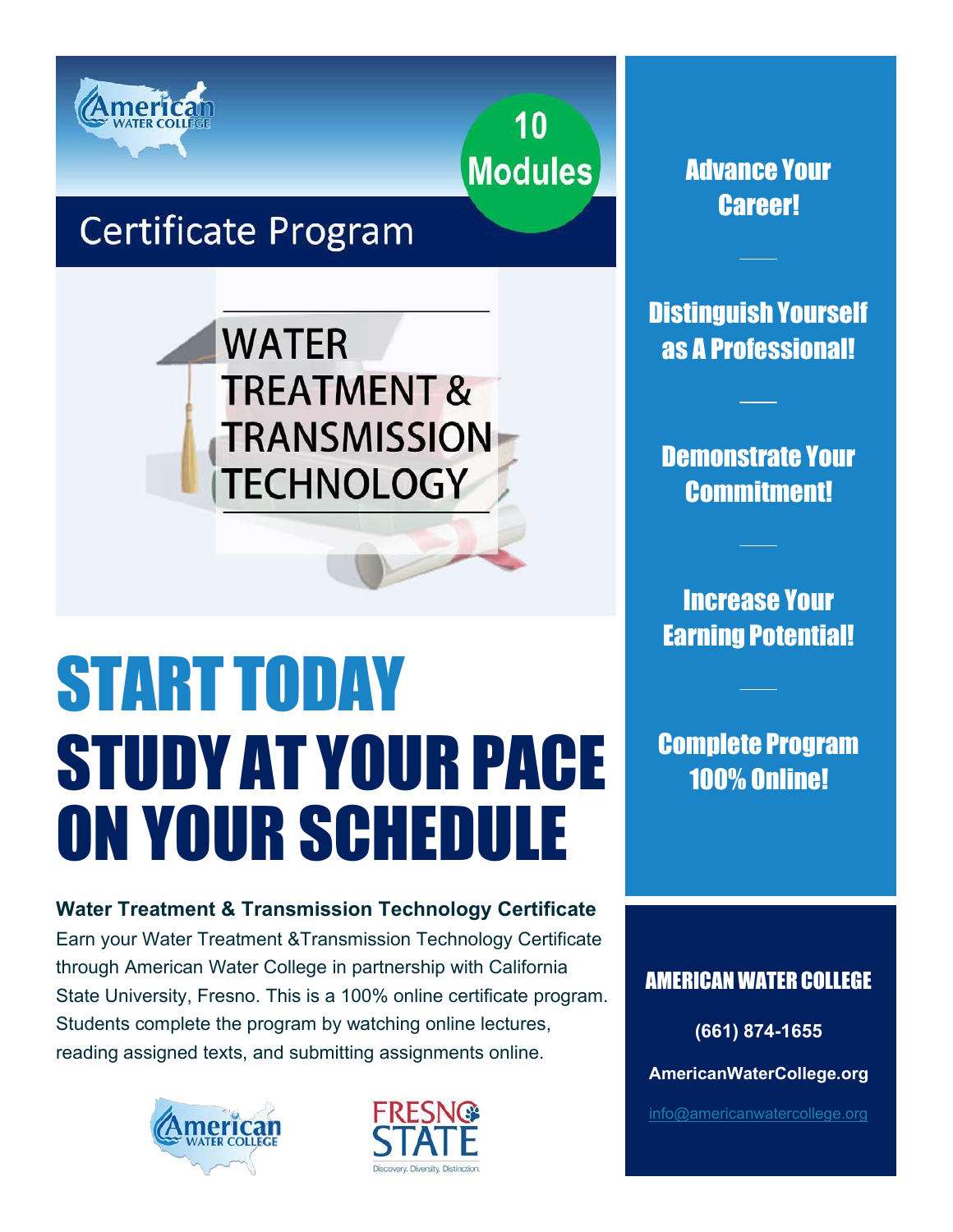10 Modules

## Certificate Program

# WATER TREATMENT & TRANSMISSION TECHNOLOGY

# START TODAY
# STUDY AT YOUR PACE ON YOUR SCHEDULE

**Water Treatment & Transmission Technology Certificate**

Earn your Water Treatment &Transmission Technology Certificate through American Water College in partnership with California State University, Fresno. This is a 100% online certificate program. Students complete the program by watching online lectures, reading assigned texts, and submitting assignments online.

**Advance Your Career!**

**Distinguish Yourself as A Professional!**

**Demonstrate Your Commitment!**

**Increase Your Earning Potential!**

**Complete Program 100% Online!**

**AMERICAN WATER COLLEGE**

**(661) 874-1655**

**AmericanWaterCollege.org**

info@americanwatercollege.org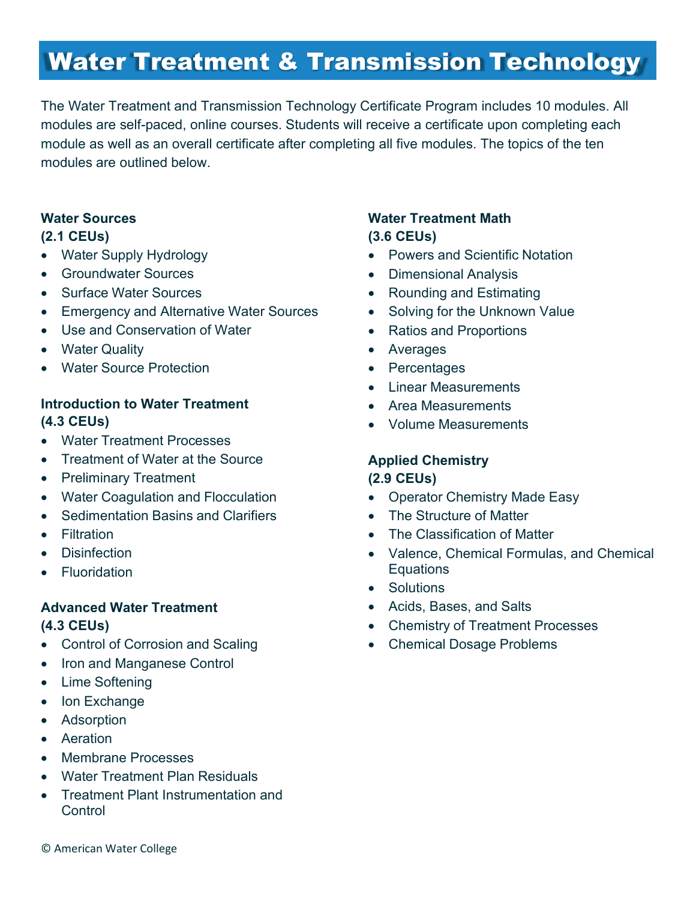# Water Treatment & Transmission Technology

The Water Treatment and Transmission Technology Certificate Program includes 10 modules. All modules are self-paced, online courses. Students will receive a certificate upon completing each module as well as an overall certificate after completing all five modules. The topics of the ten modules are outlined below.

**Water Sources**
**(2.1 CEUs)**

- Water Supply Hydrology
- Groundwater Sources
- Surface Water Sources
- Emergency and Alternative Water Sources
- Use and Conservation of Water
- Water Quality
- Water Source Protection

**Introduction to Water Treatment**
**(4.3 CEUs)**

- Water Treatment Processes
- Treatment of Water at the Source
- Preliminary Treatment
- Water Coagulation and Flocculation
- Sedimentation Basins and Clarifiers
- Filtration
- Disinfection
- Fluoridation

**Advanced Water Treatment**
**(4.3 CEUs)**

- Control of Corrosion and Scaling
- Iron and Manganese Control
- Lime Softening
- Ion Exchange
- Adsorption
- Aeration
- Membrane Processes
- Water Treatment Plan Residuals
- Treatment Plant Instrumentation and Control

**Water Treatment Math**
**(3.6 CEUs)**

- Powers and Scientific Notation
- Dimensional Analysis
- Rounding and Estimating
- Solving for the Unknown Value
- Ratios and Proportions
- Averages
- Percentages
- Linear Measurements
- Area Measurements
- Volume Measurements

**Applied Chemistry**
**(2.9 CEUs)**

- Operator Chemistry Made Easy
- The Structure of Matter
- The Classification of Matter
- Valence, Chemical Formulas, and Chemical Equations
- Solutions
- Acids, Bases, and Salts
- Chemistry of Treatment Processes
- Chemical Dosage Problems

© American Water College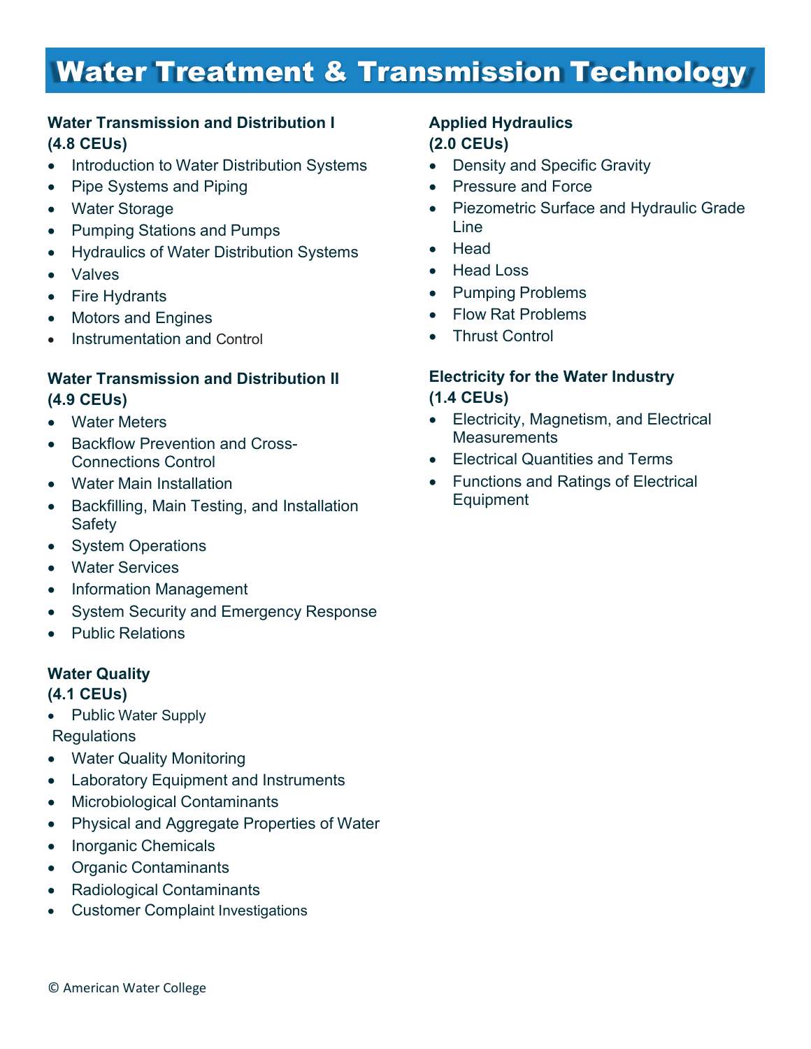# Water Treatment & Transmission Technology

### Water Transmission and Distribution I
**(4.8 CEUs)**

- Introduction to Water Distribution Systems
- Pipe Systems and Piping
- Water Storage
- Pumping Stations and Pumps
- Hydraulics of Water Distribution Systems
- Valves
- Fire Hydrants
- Motors and Engines
- Instrumentation and Control

### Water Transmission and Distribution II
**(4.9 CEUs)**

- Water Meters
- Backflow Prevention and Cross-Connections Control
- Water Main Installation
- Backfilling, Main Testing, and Installation Safety
- System Operations
- Water Services
- Information Management
- System Security and Emergency Response
- Public Relations

### Water Quality
**(4.1 CEUs)**

- Public Water Supply Regulations
- Water Quality Monitoring
- Laboratory Equipment and Instruments
- Microbiological Contaminants
- Physical and Aggregate Properties of Water
- Inorganic Chemicals
- Organic Contaminants
- Radiological Contaminants
- Customer Complaint Investigations

### Applied Hydraulics
**(2.0 CEUs)**

- Density and Specific Gravity
- Pressure and Force
- Piezometric Surface and Hydraulic Grade Line
- Head
- Head Loss
- Pumping Problems
- Flow Rat Problems
- Thrust Control

### Electricity for the Water Industry
**(1.4 CEUs)**

- Electricity, Magnetism, and Electrical Measurements
- Electrical Quantities and Terms
- Functions and Ratings of Electrical Equipment

© American Water College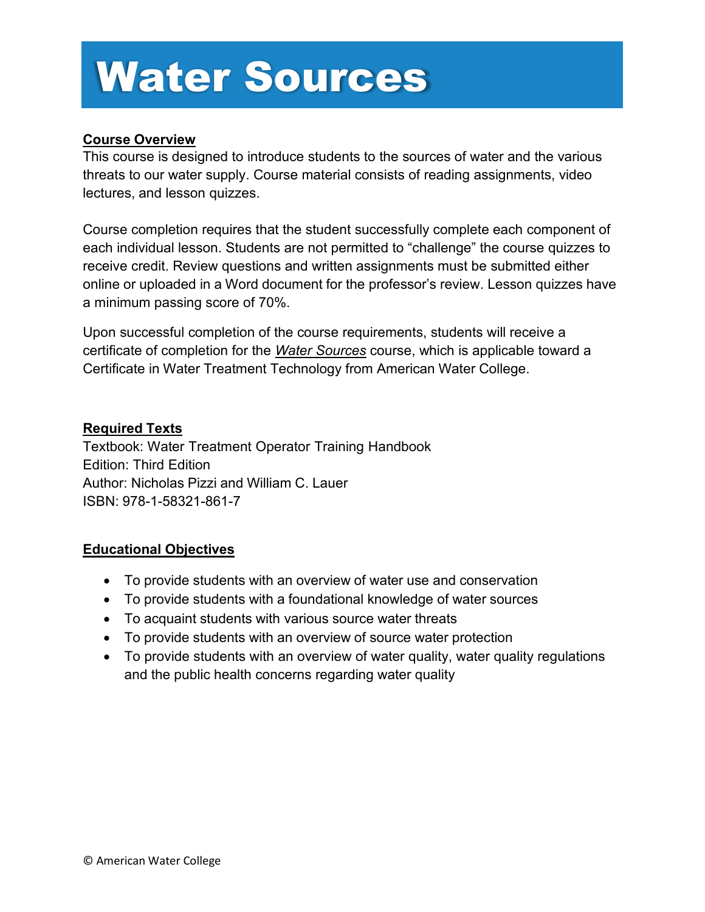# Water Sources

**Course Overview**

This course is designed to introduce students to the sources of water and the various threats to our water supply. Course material consists of reading assignments, video lectures, and lesson quizzes.

Course completion requires that the student successfully complete each component of each individual lesson. Students are not permitted to "challenge" the course quizzes to receive credit. Review questions and written assignments must be submitted either online or uploaded in a Word document for the professor's review. Lesson quizzes have a minimum passing score of 70%.

Upon successful completion of the course requirements, students will receive a certificate of completion for the ***Water Sources*** course, which is applicable toward a Certificate in Water Treatment Technology from American Water College.

**Required Texts**

Textbook: Water Treatment Operator Training Handbook
Edition: Third Edition
Author: Nicholas Pizzi and William C. Lauer
ISBN: 978-1-58321-861-7

**Educational Objectives**

- To provide students with an overview of water use and conservation
- To provide students with a foundational knowledge of water sources
- To acquaint students with various source water threats
- To provide students with an overview of source water protection
- To provide students with an overview of water quality, water quality regulations and the public health concerns regarding water quality

© American Water College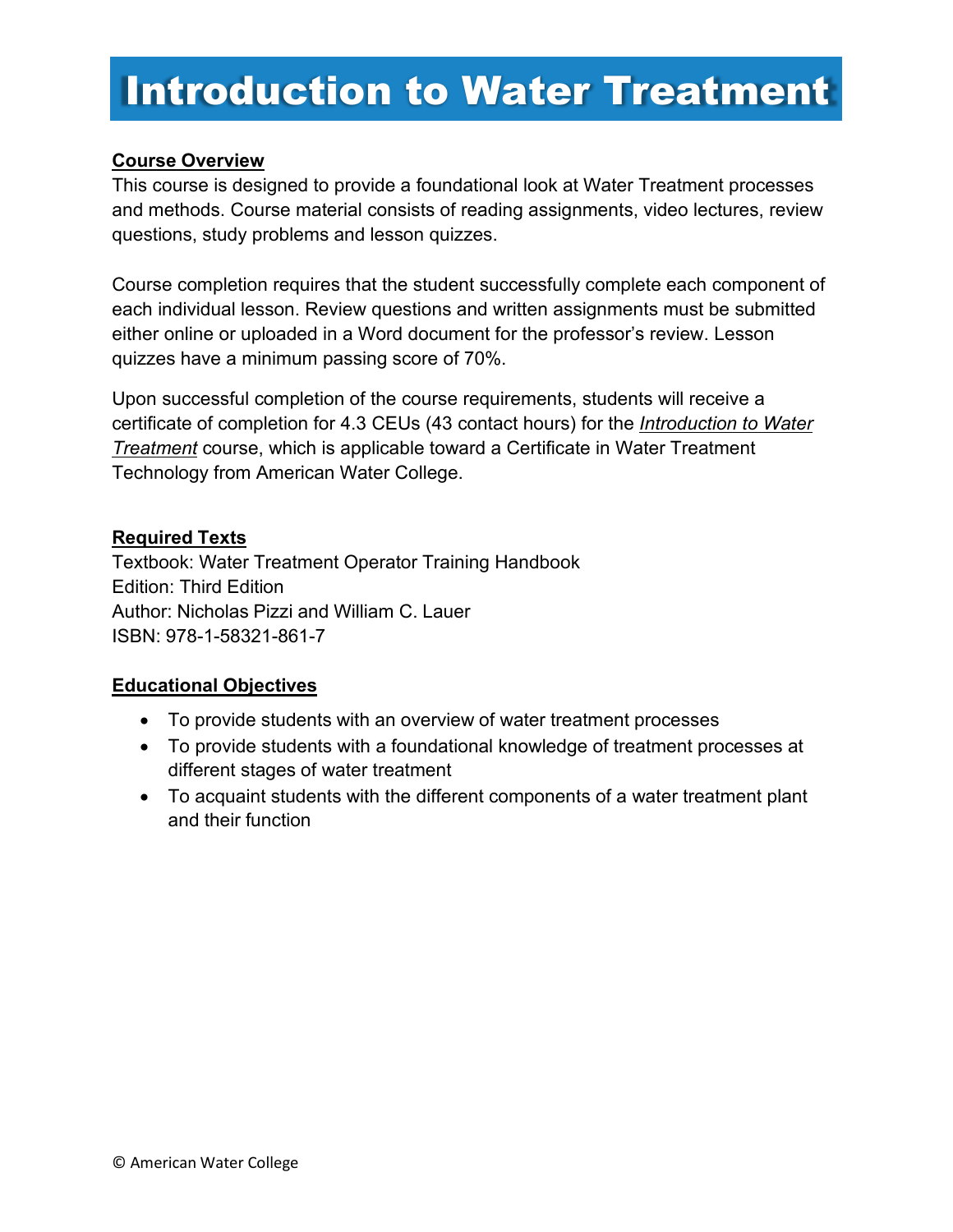# Introduction to Water Treatment

**Course Overview**

This course is designed to provide a foundational look at Water Treatment processes and methods. Course material consists of reading assignments, video lectures, review questions, study problems and lesson quizzes.

Course completion requires that the student successfully complete each component of each individual lesson. Review questions and written assignments must be submitted either online or uploaded in a Word document for the professor's review. Lesson quizzes have a minimum passing score of 70%.

Upon successful completion of the course requirements, students will receive a certificate of completion for 4.3 CEUs (43 contact hours) for the ***Introduction to Water Treatment*** course, which is applicable toward a Certificate in Water Treatment Technology from American Water College.

**Required Texts**

Textbook: Water Treatment Operator Training Handbook
Edition: Third Edition
Author: Nicholas Pizzi and William C. Lauer
ISBN: 978-1-58321-861-7

**Educational Objectives**

- To provide students with an overview of water treatment processes
- To provide students with a foundational knowledge of treatment processes at different stages of water treatment
- To acquaint students with the different components of a water treatment plant and their function

© American Water College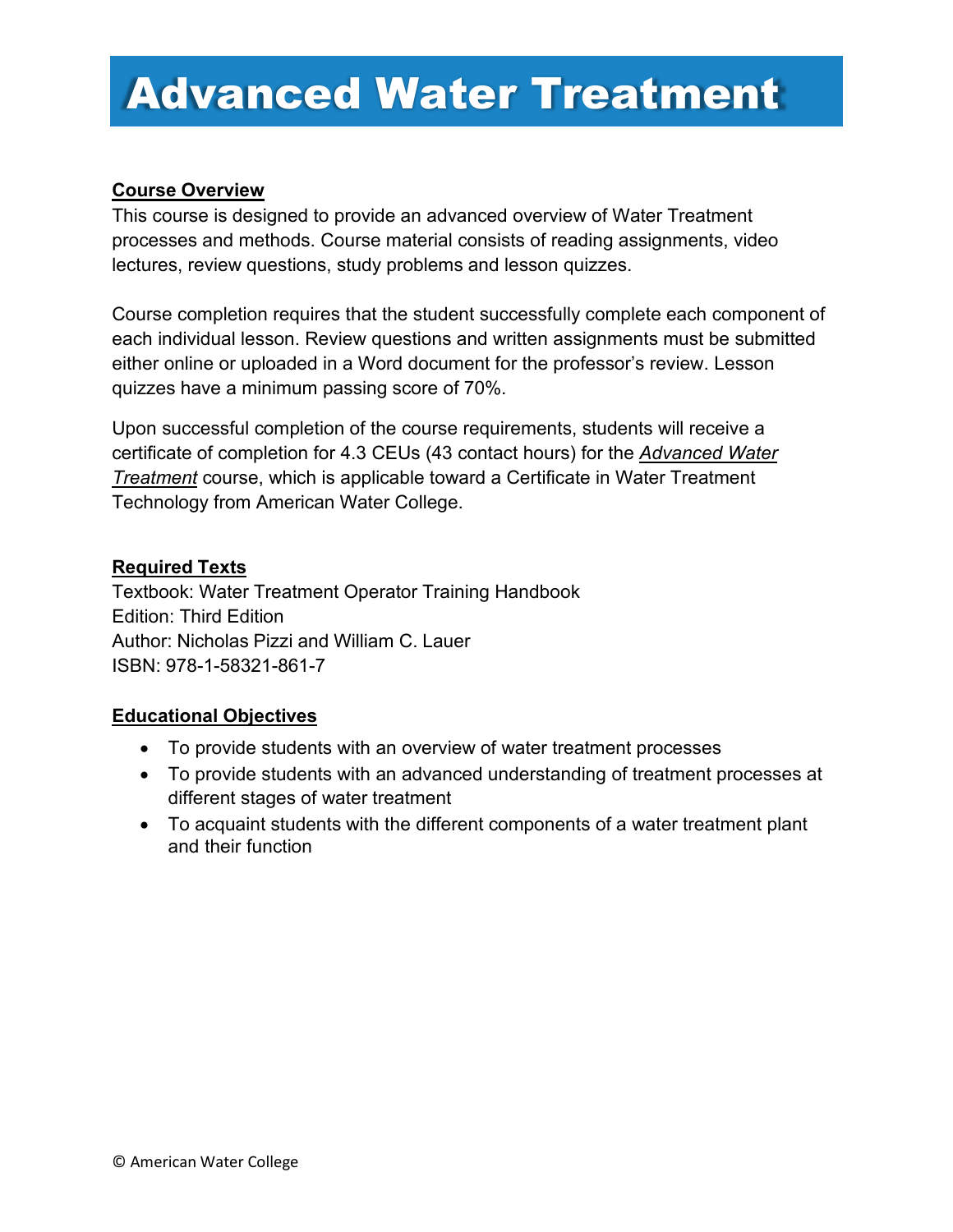# Advanced Water Treatment

**Course Overview**

This course is designed to provide an advanced overview of Water Treatment processes and methods. Course material consists of reading assignments, video lectures, review questions, study problems and lesson quizzes.

Course completion requires that the student successfully complete each component of each individual lesson. Review questions and written assignments must be submitted either online or uploaded in a Word document for the professor's review. Lesson quizzes have a minimum passing score of 70%.

Upon successful completion of the course requirements, students will receive a certificate of completion for 4.3 CEUs (43 contact hours) for the ***Advanced Water Treatment*** course, which is applicable toward a Certificate in Water Treatment Technology from American Water College.

**Required Texts**

Textbook: Water Treatment Operator Training Handbook
Edition: Third Edition
Author: Nicholas Pizzi and William C. Lauer
ISBN: 978-1-58321-861-7

**Educational Objectives**

- To provide students with an overview of water treatment processes
- To provide students with an advanced understanding of treatment processes at different stages of water treatment
- To acquaint students with the different components of a water treatment plant and their function

© American Water College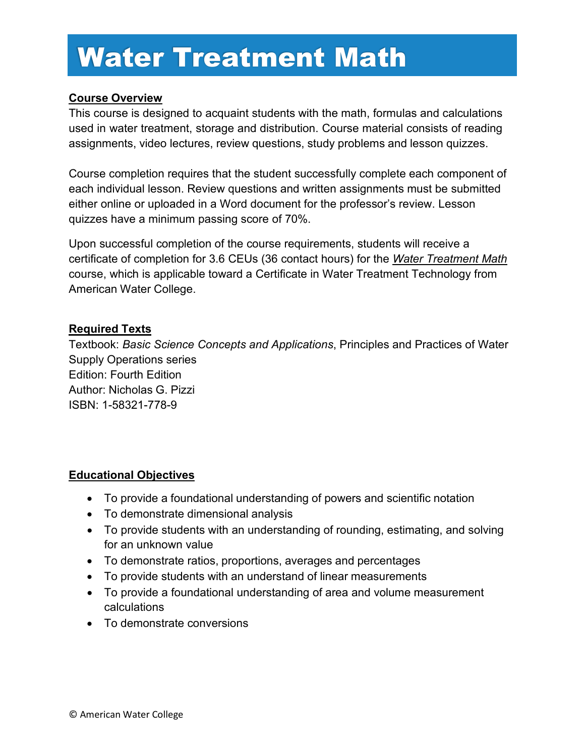# Water Treatment Math

**Course Overview**

This course is designed to acquaint students with the math, formulas and calculations used in water treatment, storage and distribution. Course material consists of reading assignments, video lectures, review questions, study problems and lesson quizzes.

Course completion requires that the student successfully complete each component of each individual lesson. Review questions and written assignments must be submitted either online or uploaded in a Word document for the professor's review. Lesson quizzes have a minimum passing score of 70%.

Upon successful completion of the course requirements, students will receive a certificate of completion for 3.6 CEUs (36 contact hours) for the ***Water Treatment Math*** course, which is applicable toward a Certificate in Water Treatment Technology from American Water College.

**Required Texts**

Textbook: *Basic Science Concepts and Applications*, Principles and Practices of Water Supply Operations series
Edition: Fourth Edition
Author: Nicholas G. Pizzi
ISBN: 1-58321-778-9

**Educational Objectives**

- To provide a foundational understanding of powers and scientific notation
- To demonstrate dimensional analysis
- To provide students with an understanding of rounding, estimating, and solving for an unknown value
- To demonstrate ratios, proportions, averages and percentages
- To provide students with an understand of linear measurements
- To provide a foundational understanding of area and volume measurement calculations
- To demonstrate conversions

© American Water College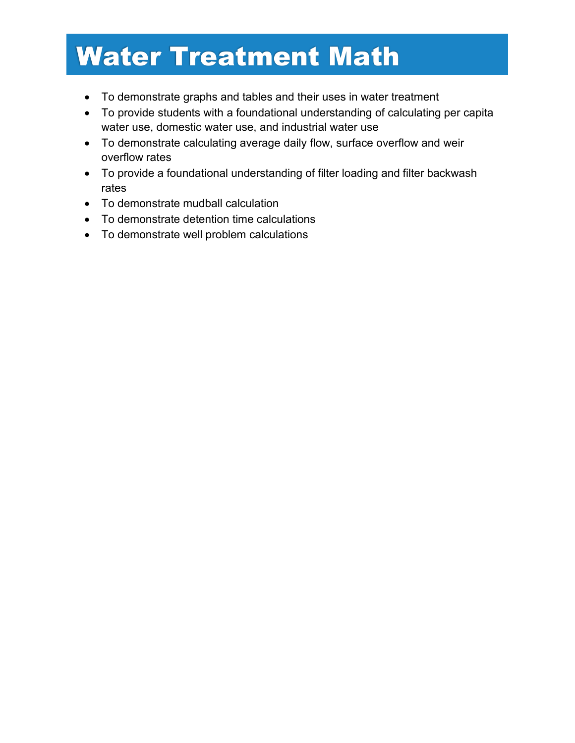# Water Treatment Math

- To demonstrate graphs and tables and their uses in water treatment
- To provide students with a foundational understanding of calculating per capita water use, domestic water use, and industrial water use
- To demonstrate calculating average daily flow, surface overflow and weir overflow rates
- To provide a foundational understanding of filter loading and filter backwash rates
- To demonstrate mudball calculation
- To demonstrate detention time calculations
- To demonstrate well problem calculations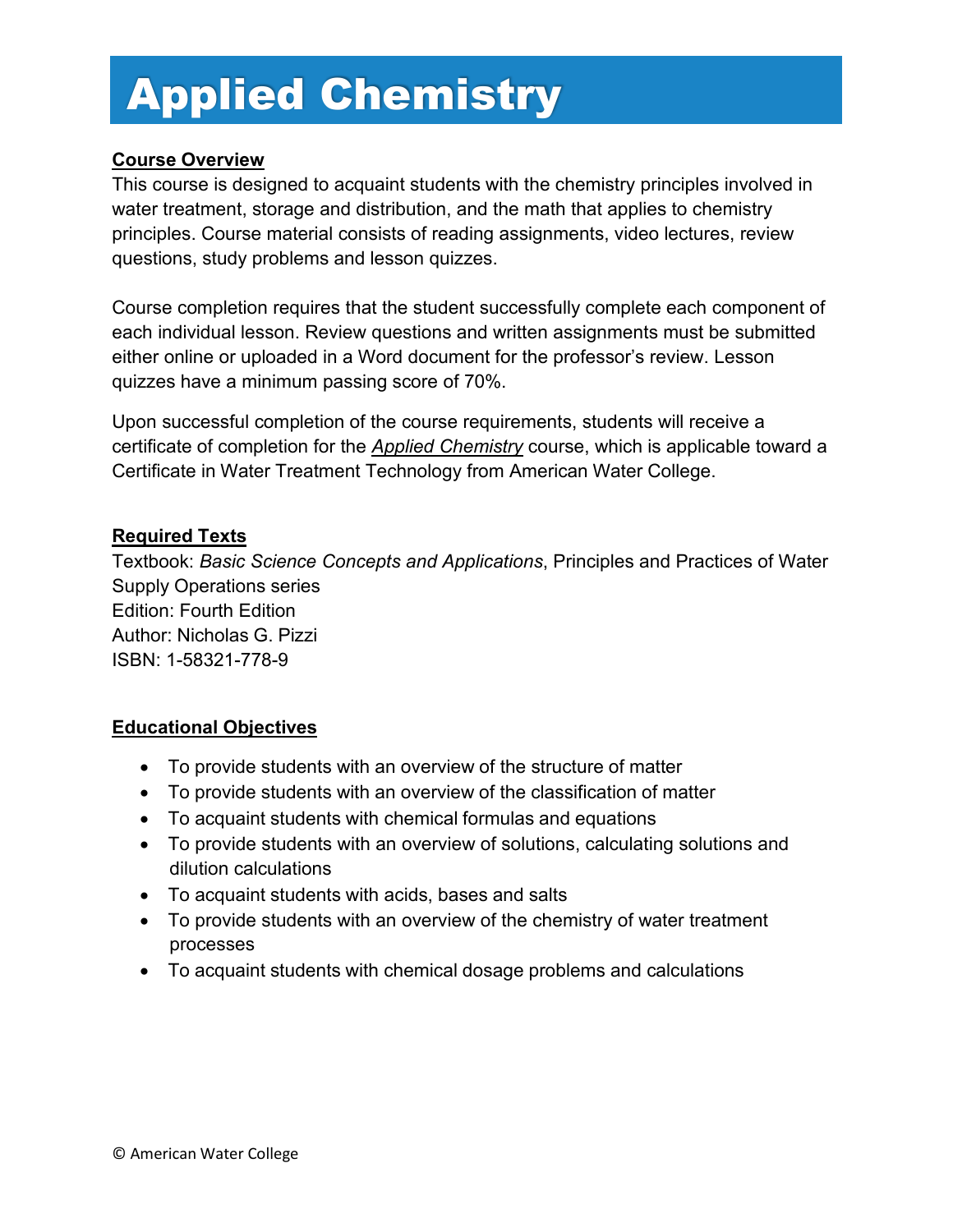# Applied Chemistry

**Course Overview**

This course is designed to acquaint students with the chemistry principles involved in water treatment, storage and distribution, and the math that applies to chemistry principles. Course material consists of reading assignments, video lectures, review questions, study problems and lesson quizzes.

Course completion requires that the student successfully complete each component of each individual lesson. Review questions and written assignments must be submitted either online or uploaded in a Word document for the professor's review. Lesson quizzes have a minimum passing score of 70%.

Upon successful completion of the course requirements, students will receive a certificate of completion for the *Applied Chemistry* course, which is applicable toward a Certificate in Water Treatment Technology from American Water College.

**Required Texts**

Textbook: *Basic Science Concepts and Applications*, Principles and Practices of Water Supply Operations series
Edition: Fourth Edition
Author: Nicholas G. Pizzi
ISBN: 1-58321-778-9

**Educational Objectives**

- To provide students with an overview of the structure of matter
- To provide students with an overview of the classification of matter
- To acquaint students with chemical formulas and equations
- To provide students with an overview of solutions, calculating solutions and dilution calculations
- To acquaint students with acids, bases and salts
- To provide students with an overview of the chemistry of water treatment processes
- To acquaint students with chemical dosage problems and calculations

© American Water College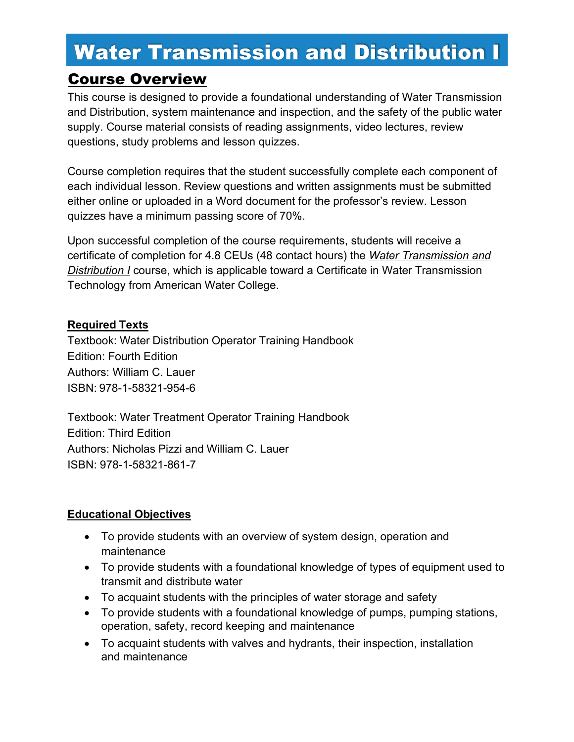# Water Transmission and Distribution I

## Course Overview

This course is designed to provide a foundational understanding of Water Transmission and Distribution, system maintenance and inspection, and the safety of the public water supply. Course material consists of reading assignments, video lectures, review questions, study problems and lesson quizzes.

Course completion requires that the student successfully complete each component of each individual lesson. Review questions and written assignments must be submitted either online or uploaded in a Word document for the professor's review. Lesson quizzes have a minimum passing score of 70%.

Upon successful completion of the course requirements, students will receive a certificate of completion for 4.8 CEUs (48 contact hours) the ***Water Transmission and Distribution I*** course, which is applicable toward a Certificate in Water Transmission Technology from American Water College.

**Required Texts**

Textbook: Water Distribution Operator Training Handbook
Edition: Fourth Edition
Authors: William C. Lauer
ISBN: 978-1-58321-954-6

Textbook: Water Treatment Operator Training Handbook
Edition: Third Edition
Authors: Nicholas Pizzi and William C. Lauer
ISBN: 978-1-58321-861-7

**Educational Objectives**

- To provide students with an overview of system design, operation and maintenance
- To provide students with a foundational knowledge of types of equipment used to transmit and distribute water
- To acquaint students with the principles of water storage and safety
- To provide students with a foundational knowledge of pumps, pumping stations, operation, safety, record keeping and maintenance
- To acquaint students with valves and hydrants, their inspection, installation and maintenance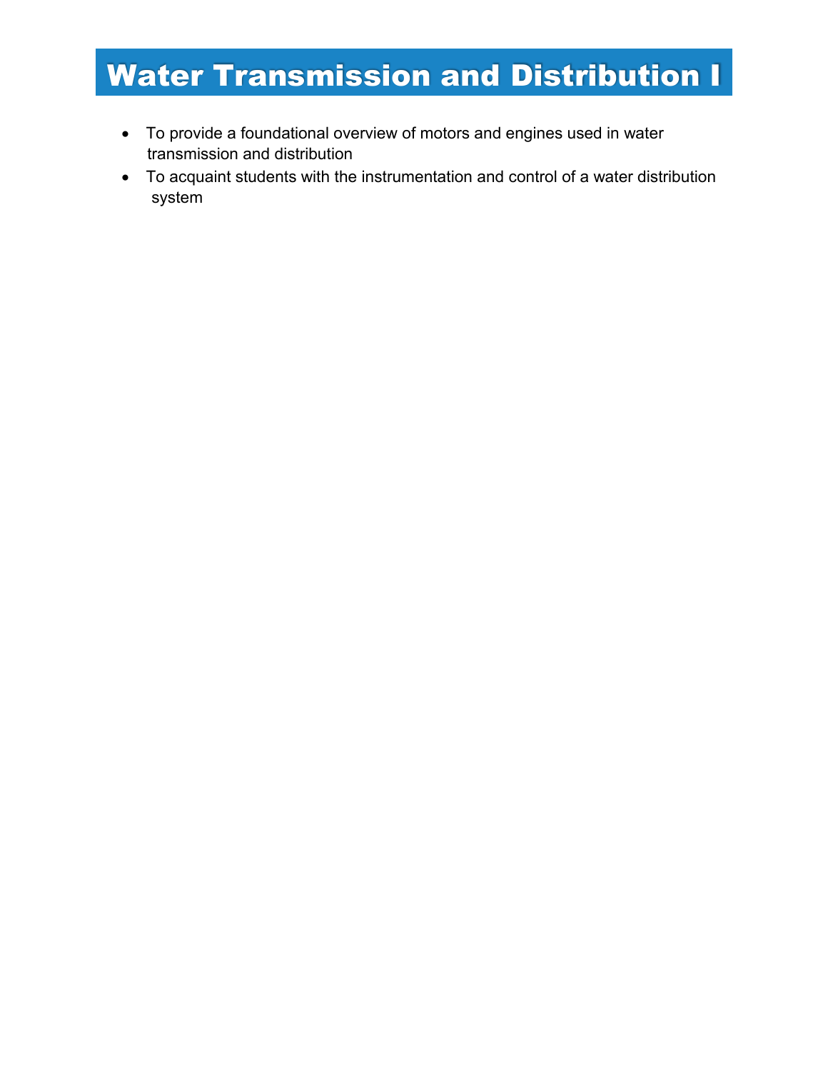# Water Transmission and Distribution I

- To provide a foundational overview of motors and engines used in water transmission and distribution
- To acquaint students with the instrumentation and control of a water distribution system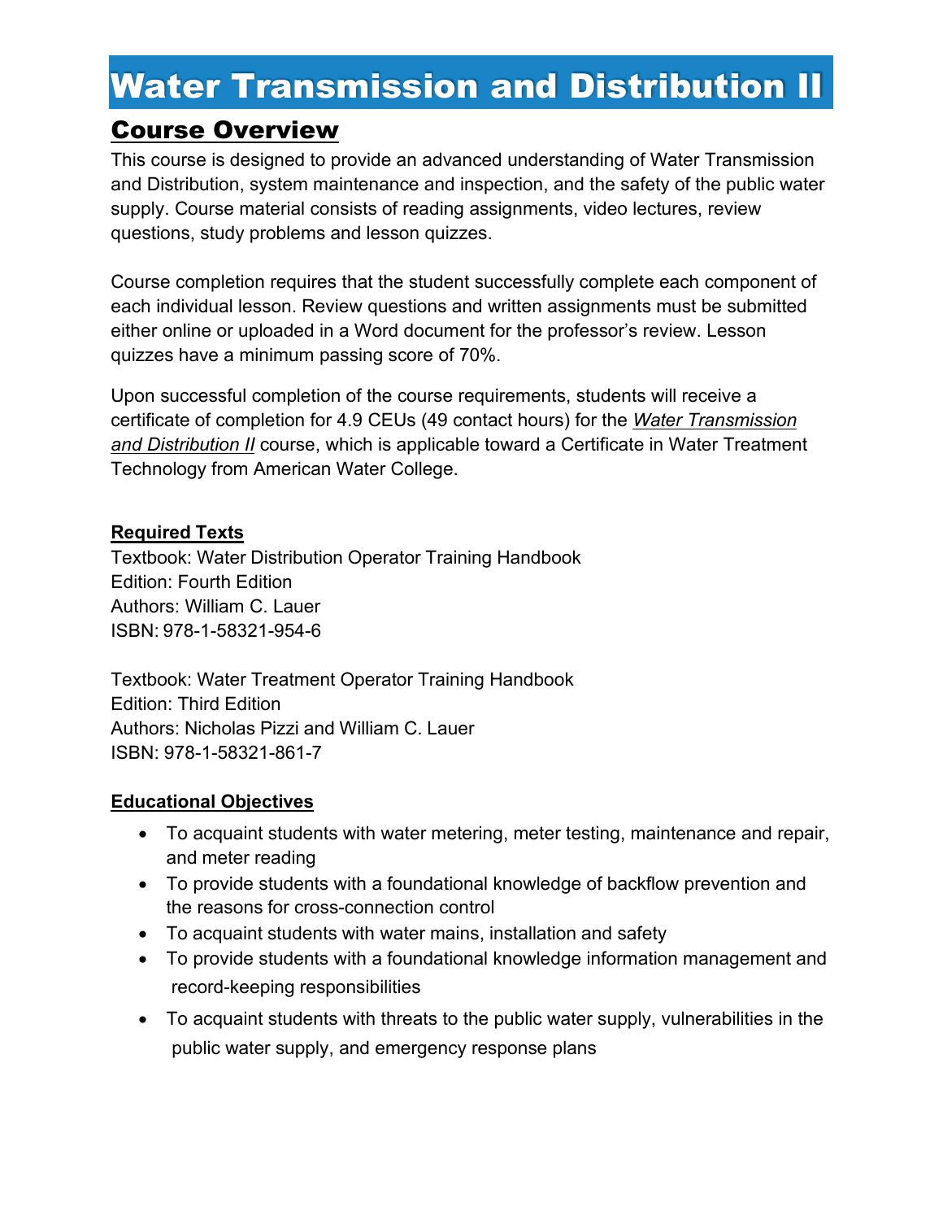# Water Transmission and Distribution II

## Course Overview

This course is designed to provide an advanced understanding of Water Transmission and Distribution, system maintenance and inspection, and the safety of the public water supply. Course material consists of reading assignments, video lectures, review questions, study problems and lesson quizzes.

Course completion requires that the student successfully complete each component of each individual lesson. Review questions and written assignments must be submitted either online or uploaded in a Word document for the professor's review. Lesson quizzes have a minimum passing score of 70%.

Upon successful completion of the course requirements, students will receive a certificate of completion for 4.9 CEUs (49 contact hours) for the ***Water Transmission and Distribution II*** course, which is applicable toward a Certificate in Water Treatment Technology from American Water College.

**Required Texts**

Textbook: Water Distribution Operator Training Handbook
Edition: Fourth Edition
Authors: William C. Lauer
ISBN: 978-1-58321-954-6

Textbook: Water Treatment Operator Training Handbook
Edition: Third Edition
Authors: Nicholas Pizzi and William C. Lauer
ISBN: 978-1-58321-861-7

**Educational Objectives**

- To acquaint students with water metering, meter testing, maintenance and repair, and meter reading
- To provide students with a foundational knowledge of backflow prevention and the reasons for cross-connection control
- To acquaint students with water mains, installation and safety
- To provide students with a foundational knowledge information management and record-keeping responsibilities
- To acquaint students with threats to the public water supply, vulnerabilities in the public water supply, and emergency response plans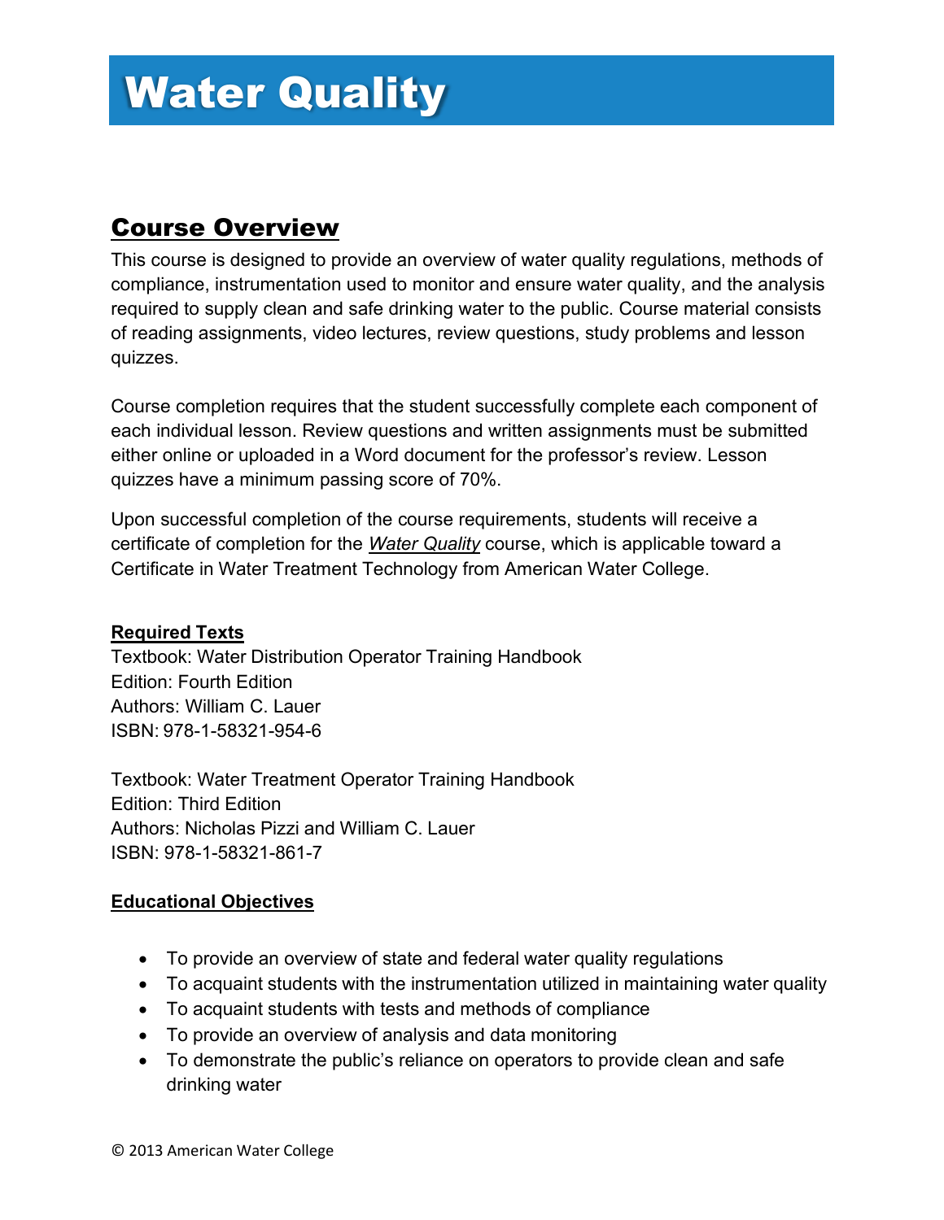# Water Quality

## Course Overview

This course is designed to provide an overview of water quality regulations, methods of compliance, instrumentation used to monitor and ensure water quality, and the analysis required to supply clean and safe drinking water to the public. Course material consists of reading assignments, video lectures, review questions, study problems and lesson quizzes.

Course completion requires that the student successfully complete each component of each individual lesson. Review questions and written assignments must be submitted either online or uploaded in a Word document for the professor's review. Lesson quizzes have a minimum passing score of 70%.

Upon successful completion of the course requirements, students will receive a certificate of completion for the ***Water Quality*** course, which is applicable toward a Certificate in Water Treatment Technology from American Water College.

**Required Texts**

Textbook: Water Distribution Operator Training Handbook
Edition: Fourth Edition
Authors: William C. Lauer
ISBN: 978-1-58321-954-6

Textbook: Water Treatment Operator Training Handbook
Edition: Third Edition
Authors: Nicholas Pizzi and William C. Lauer
ISBN: 978-1-58321-861-7

**Educational Objectives**

- To provide an overview of state and federal water quality regulations
- To acquaint students with the instrumentation utilized in maintaining water quality
- To acquaint students with tests and methods of compliance
- To provide an overview of analysis and data monitoring
- To demonstrate the public's reliance on operators to provide clean and safe drinking water

© 2013 American Water College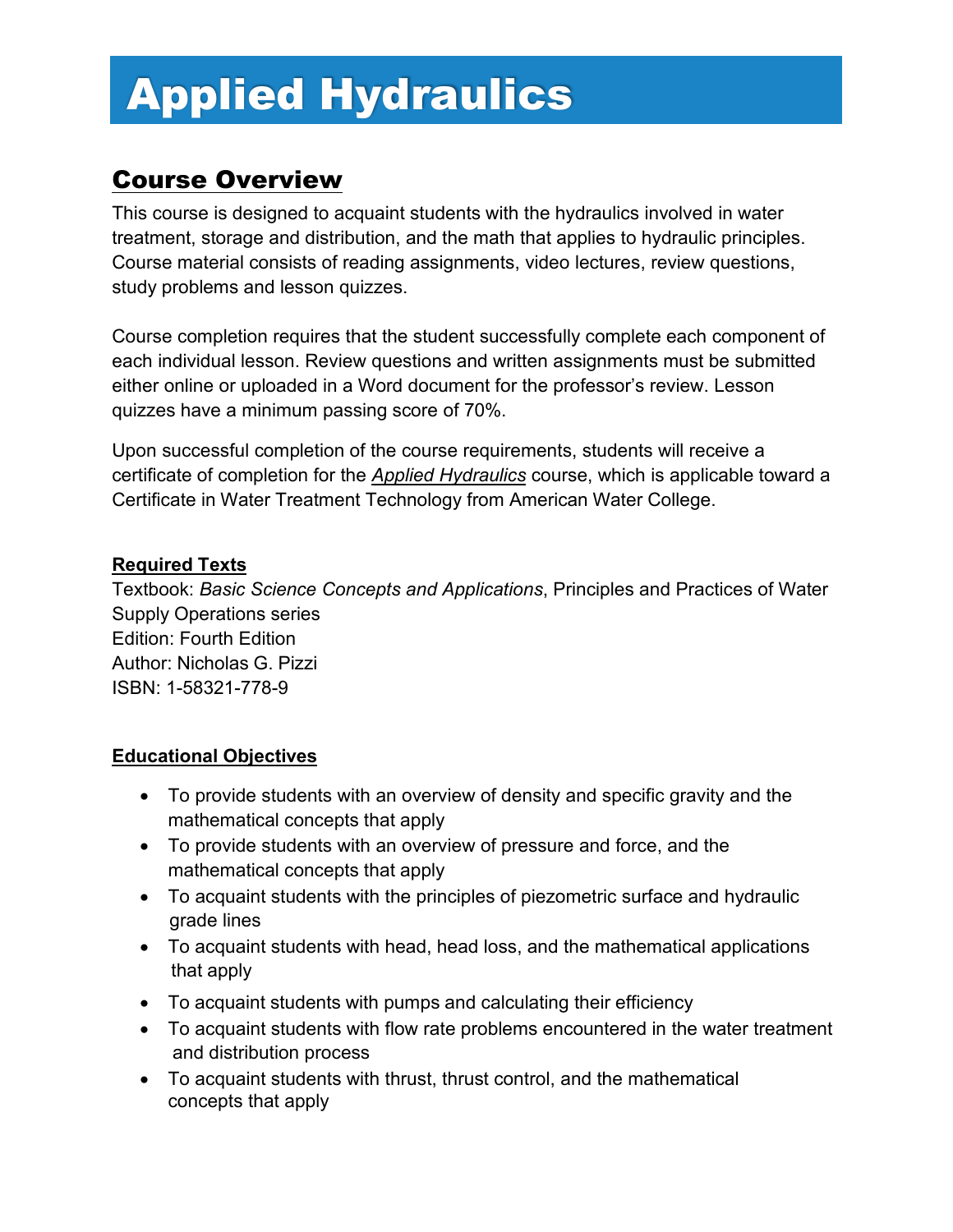# Applied Hydraulics

## Course Overview

This course is designed to acquaint students with the hydraulics involved in water treatment, storage and distribution, and the math that applies to hydraulic principles. Course material consists of reading assignments, video lectures, review questions, study problems and lesson quizzes.

Course completion requires that the student successfully complete each component of each individual lesson. Review questions and written assignments must be submitted either online or uploaded in a Word document for the professor's review. Lesson quizzes have a minimum passing score of 70%.

Upon successful completion of the course requirements, students will receive a certificate of completion for the *Applied Hydraulics* course, which is applicable toward a Certificate in Water Treatment Technology from American Water College.

**Required Texts**

Textbook: *Basic Science Concepts and Applications*, Principles and Practices of Water Supply Operations series
Edition: Fourth Edition
Author: Nicholas G. Pizzi
ISBN: 1-58321-778-9

**Educational Objectives**

- To provide students with an overview of density and specific gravity and the mathematical concepts that apply
- To provide students with an overview of pressure and force, and the mathematical concepts that apply
- To acquaint students with the principles of piezometric surface and hydraulic grade lines
- To acquaint students with head, head loss, and the mathematical applications that apply
- To acquaint students with pumps and calculating their efficiency
- To acquaint students with flow rate problems encountered in the water treatment and distribution process
- To acquaint students with thrust, thrust control, and the mathematical concepts that apply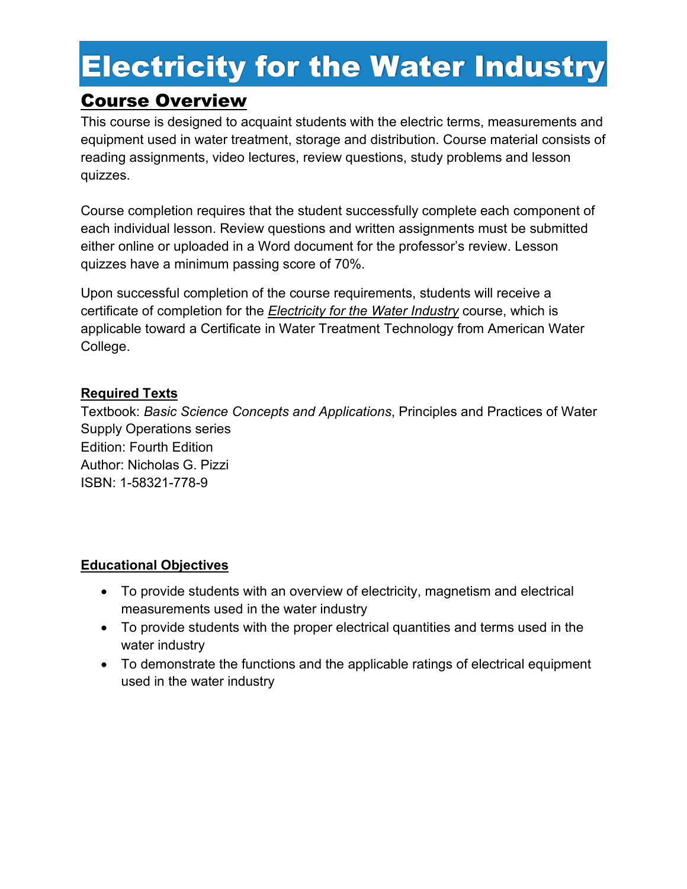# Electricity for the Water Industry

## Course Overview

This course is designed to acquaint students with the electric terms, measurements and equipment used in water treatment, storage and distribution. Course material consists of reading assignments, video lectures, review questions, study problems and lesson quizzes.

Course completion requires that the student successfully complete each component of each individual lesson. Review questions and written assignments must be submitted either online or uploaded in a Word document for the professor's review. Lesson quizzes have a minimum passing score of 70%.

Upon successful completion of the course requirements, students will receive a certificate of completion for the ***Electricity for the Water Industry*** course, which is applicable toward a Certificate in Water Treatment Technology from American Water College.

**Required Texts**

Textbook: *Basic Science Concepts and Applications*, Principles and Practices of Water Supply Operations series
Edition: Fourth Edition
Author: Nicholas G. Pizzi
ISBN: 1-58321-778-9

**Educational Objectives**

- To provide students with an overview of electricity, magnetism and electrical measurements used in the water industry
- To provide students with the proper electrical quantities and terms used in the water industry
- To demonstrate the functions and the applicable ratings of electrical equipment used in the water industry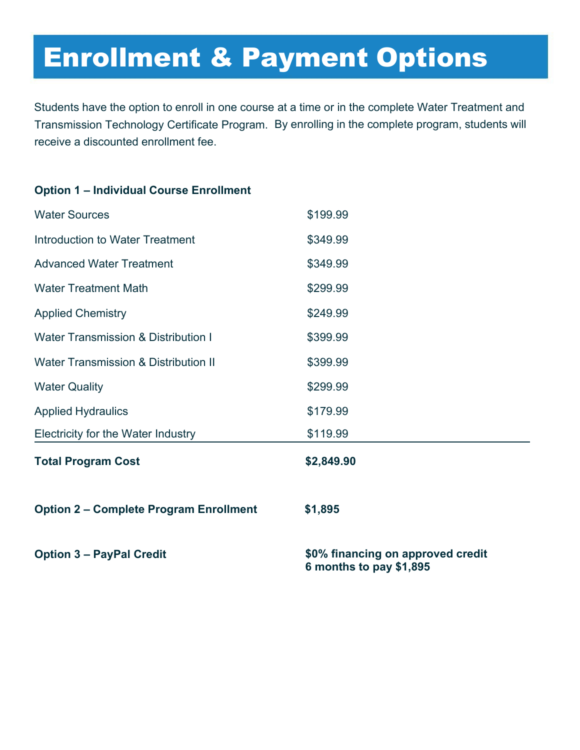# Enrollment & Payment Options

Students have the option to enroll in one course at a time or in the complete Water Treatment and Transmission Technology Certificate Program. By enrolling in the complete program, students will receive a discounted enrollment fee.

**Option 1 – Individual Course Enrollment**

| | |
|---|---|
| Water Sources | $199.99 |
| Introduction to Water Treatment | $349.99 |
| Advanced Water Treatment | $349.99 |
| Water Treatment Math | $299.99 |
| Applied Chemistry | $249.99 |
| Water Transmission & Distribution I | $399.99 |
| Water Transmission & Distribution II | $399.99 |
| Water Quality | $299.99 |
| Applied Hydraulics | $179.99 |
| Electricity for the Water Industry | $119.99 |
| **Total Program Cost** | **$2,849.90** |

**Option 2 – Complete Program Enrollment** **$1,895**

**Option 3 – PayPal Credit** **$0% financing on approved credit**
**6 months to pay $1,895**